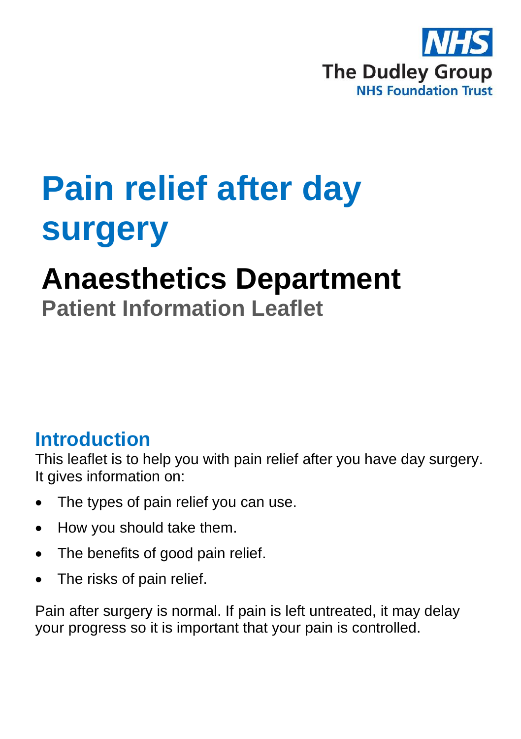NHS
The Dudley Group
NHS Foundation Trust

# Pain relief after day surgery

## Anaesthetics Department

**Patient Information Leaflet**

## Introduction

This leaflet is to help you with pain relief after you have day surgery. It gives information on:

- The types of pain relief you can use.
- How you should take them.
- The benefits of good pain relief.
- The risks of pain relief.

Pain after surgery is normal. If pain is left untreated, it may delay your progress so it is important that your pain is controlled.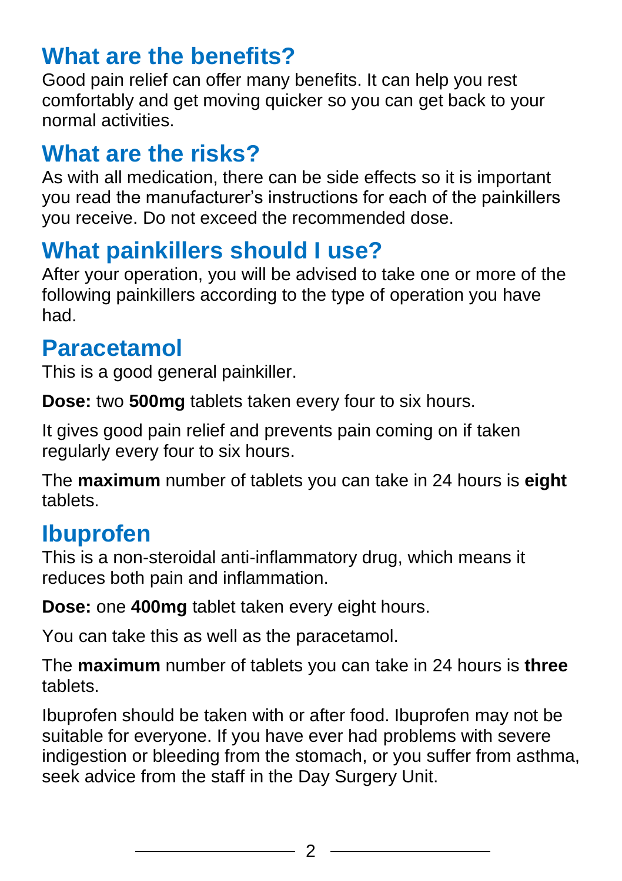## What are the benefits?

Good pain relief can offer many benefits. It can help you rest comfortably and get moving quicker so you can get back to your normal activities.

## What are the risks?

As with all medication, there can be side effects so it is important you read the manufacturer's instructions for each of the painkillers you receive. Do not exceed the recommended dose.

## What painkillers should I use?

After your operation, you will be advised to take one or more of the following painkillers according to the type of operation you have had.

## Paracetamol

This is a good general painkiller.

**Dose:** two **500mg** tablets taken every four to six hours.

It gives good pain relief and prevents pain coming on if taken regularly every four to six hours.

The **maximum** number of tablets you can take in 24 hours is **eight** tablets.

## Ibuprofen

This is a non-steroidal anti-inflammatory drug, which means it reduces both pain and inflammation.

**Dose:** one **400mg** tablet taken every eight hours.

You can take this as well as the paracetamol.

The **maximum** number of tablets you can take in 24 hours is **three** tablets.

Ibuprofen should be taken with or after food. Ibuprofen may not be suitable for everyone. If you have ever had problems with severe indigestion or bleeding from the stomach, or you suffer from asthma, seek advice from the staff in the Day Surgery Unit.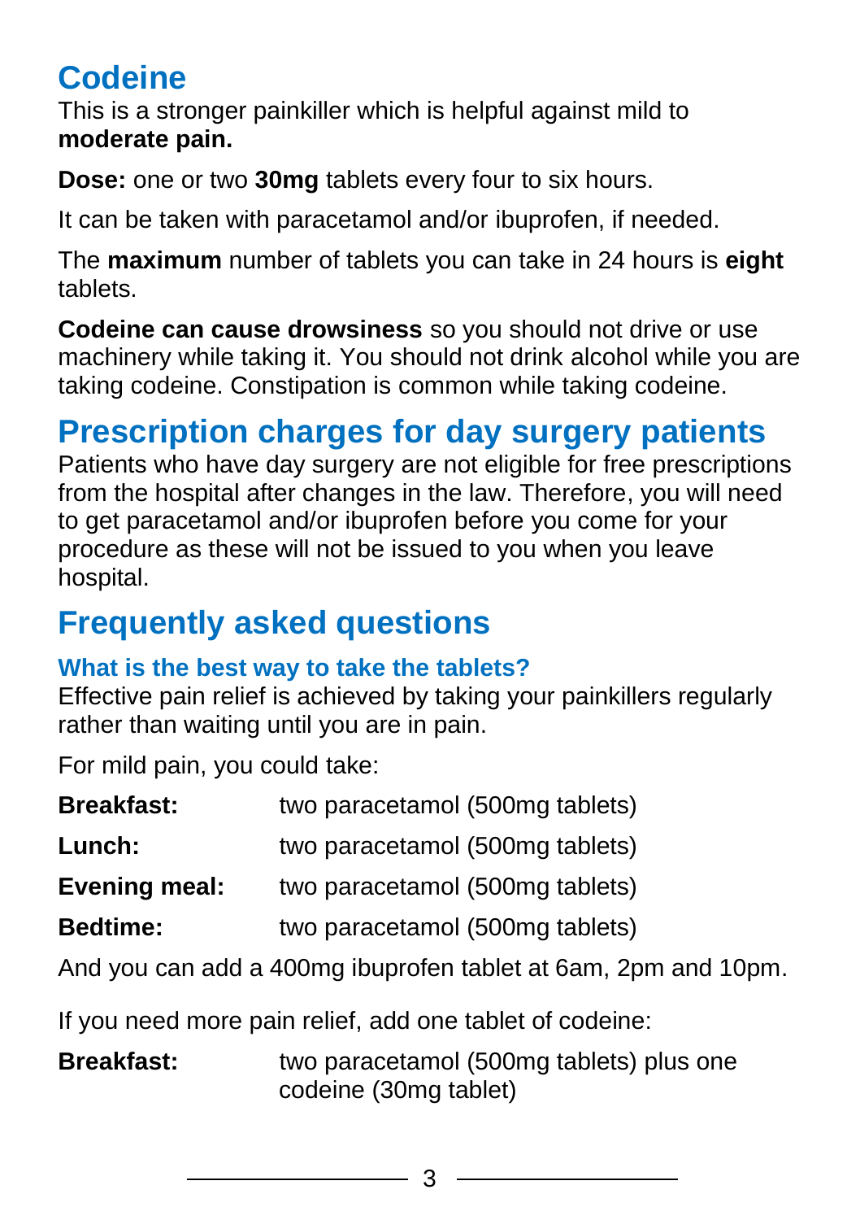## Codeine

This is a stronger painkiller which is helpful against mild to **moderate pain.**

**Dose:** one or two **30mg** tablets every four to six hours.

It can be taken with paracetamol and/or ibuprofen, if needed.

The **maximum** number of tablets you can take in 24 hours is **eight** tablets.

**Codeine can cause drowsiness** so you should not drive or use machinery while taking it. You should not drink alcohol while you are taking codeine. Constipation is common while taking codeine.

## Prescription charges for day surgery patients

Patients who have day surgery are not eligible for free prescriptions from the hospital after changes in the law. Therefore, you will need to get paracetamol and/or ibuprofen before you come for your procedure as these will not be issued to you when you leave hospital.

## Frequently asked questions

### What is the best way to take the tablets?

Effective pain relief is achieved by taking your painkillers regularly rather than waiting until you are in pain.

For mild pain, you could take:

| | |
|---|---|
| **Breakfast:** | two paracetamol (500mg tablets) |
| **Lunch:** | two paracetamol (500mg tablets) |
| **Evening meal:** | two paracetamol (500mg tablets) |
| **Bedtime:** | two paracetamol (500mg tablets) |

And you can add a 400mg ibuprofen tablet at 6am, 2pm and 10pm.

If you need more pain relief, add one tablet of codeine:

| | |
|---|---|
| **Breakfast:** | two paracetamol (500mg tablets) plus one codeine (30mg tablet) |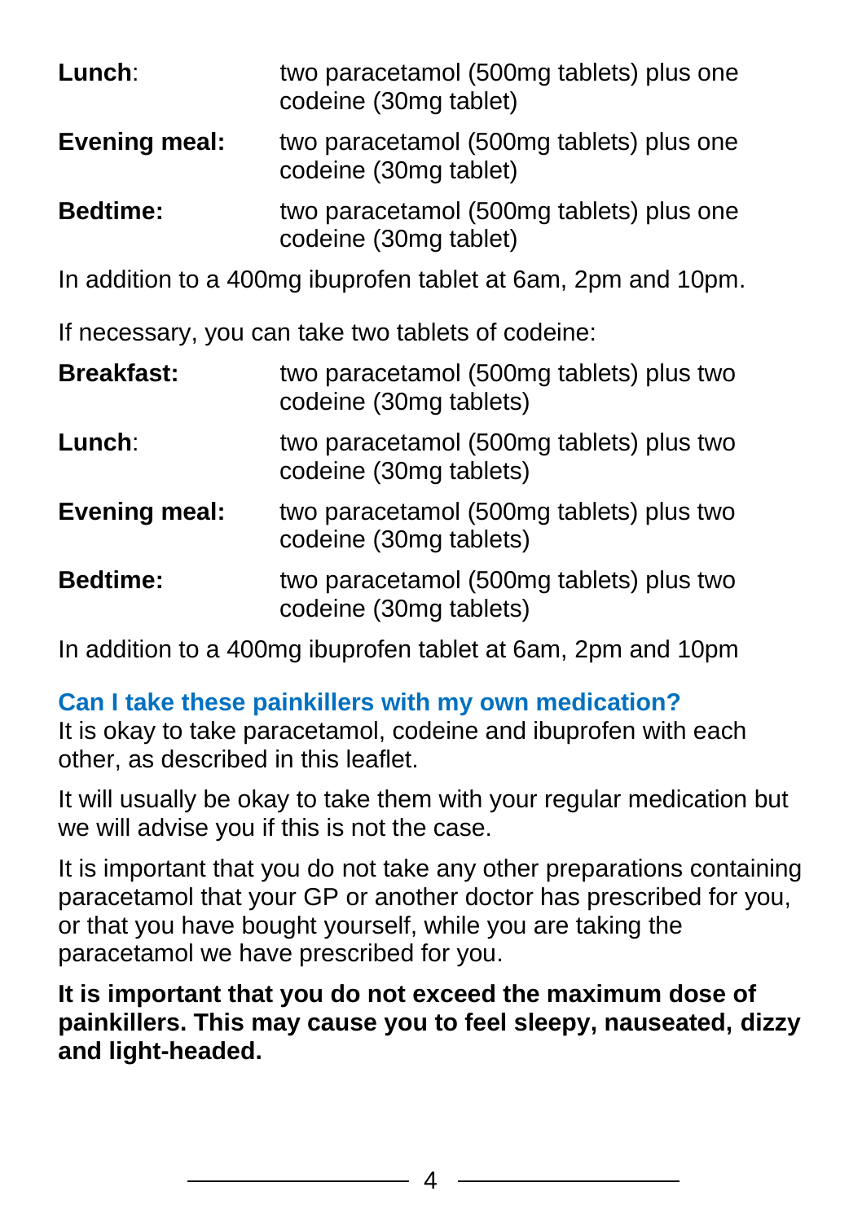**Lunch**: two paracetamol (500mg tablets) plus one codeine (30mg tablet)

**Evening meal:** two paracetamol (500mg tablets) plus one codeine (30mg tablet)

**Bedtime:** two paracetamol (500mg tablets) plus one codeine (30mg tablet)

In addition to a 400mg ibuprofen tablet at 6am, 2pm and 10pm.

If necessary, you can take two tablets of codeine:

**Breakfast:** two paracetamol (500mg tablets) plus two codeine (30mg tablets)

**Lunch**: two paracetamol (500mg tablets) plus two codeine (30mg tablets)

**Evening meal:** two paracetamol (500mg tablets) plus two codeine (30mg tablets)

**Bedtime:** two paracetamol (500mg tablets) plus two codeine (30mg tablets)

In addition to a 400mg ibuprofen tablet at 6am, 2pm and 10pm

## Can I take these painkillers with my own medication?

It is okay to take paracetamol, codeine and ibuprofen with each other, as described in this leaflet.

It will usually be okay to take them with your regular medication but we will advise you if this is not the case.

It is important that you do not take any other preparations containing paracetamol that your GP or another doctor has prescribed for you, or that you have bought yourself, while you are taking the paracetamol we have prescribed for you.

**It is important that you do not exceed the maximum dose of painkillers. This may cause you to feel sleepy, nauseated, dizzy and light-headed.**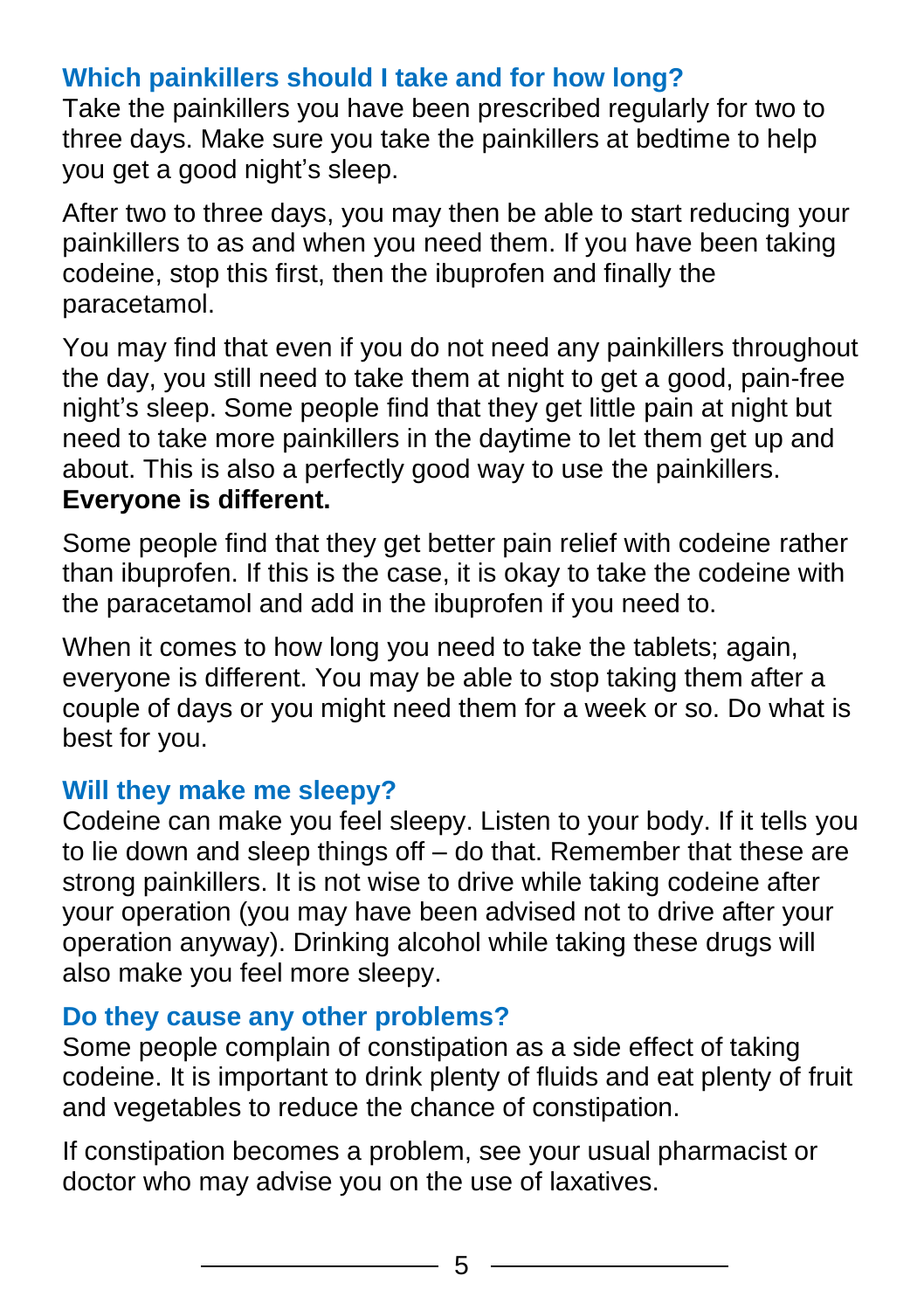## Which painkillers should I take and for how long?

Take the painkillers you have been prescribed regularly for two to three days. Make sure you take the painkillers at bedtime to help you get a good night's sleep.

After two to three days, you may then be able to start reducing your painkillers to as and when you need them. If you have been taking codeine, stop this first, then the ibuprofen and finally the paracetamol.

You may find that even if you do not need any painkillers throughout the day, you still need to take them at night to get a good, pain-free night's sleep. Some people find that they get little pain at night but need to take more painkillers in the daytime to let them get up and about. This is also a perfectly good way to use the painkillers. **Everyone is different.**

Some people find that they get better pain relief with codeine rather than ibuprofen. If this is the case, it is okay to take the codeine with the paracetamol and add in the ibuprofen if you need to.

When it comes to how long you need to take the tablets; again, everyone is different. You may be able to stop taking them after a couple of days or you might need them for a week or so. Do what is best for you.

## Will they make me sleepy?

Codeine can make you feel sleepy. Listen to your body. If it tells you to lie down and sleep things off – do that. Remember that these are strong painkillers. It is not wise to drive while taking codeine after your operation (you may have been advised not to drive after your operation anyway). Drinking alcohol while taking these drugs will also make you feel more sleepy.

## Do they cause any other problems?

Some people complain of constipation as a side effect of taking codeine. It is important to drink plenty of fluids and eat plenty of fruit and vegetables to reduce the chance of constipation.

If constipation becomes a problem, see your usual pharmacist or doctor who may advise you on the use of laxatives.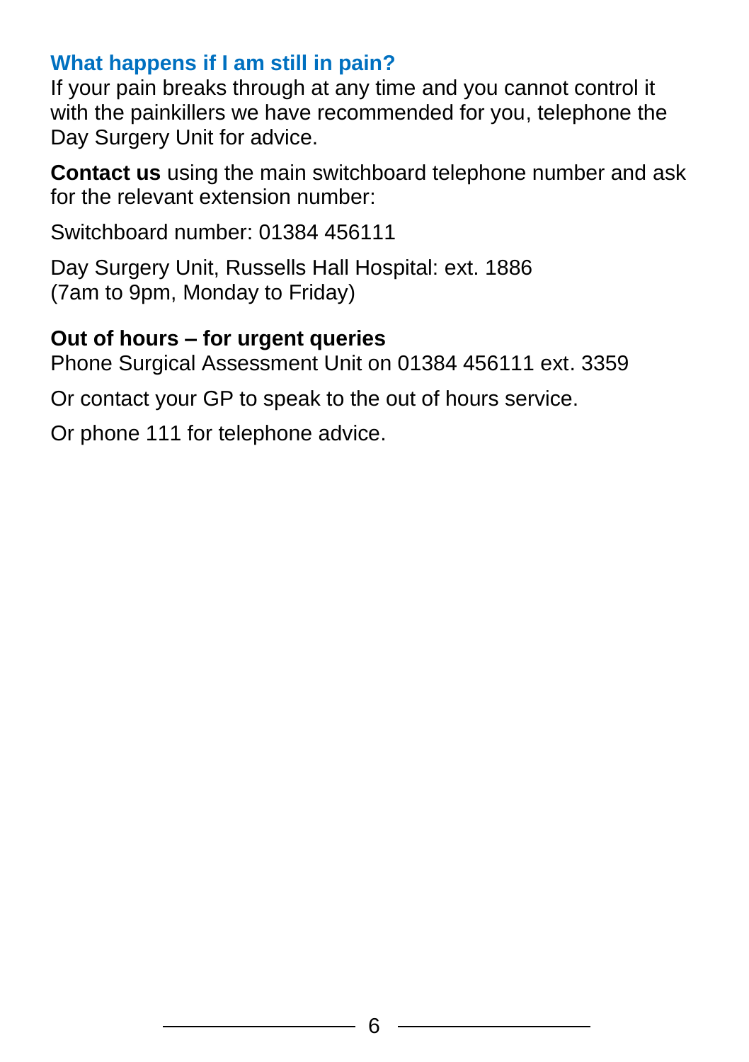## What happens if I am still in pain?

If your pain breaks through at any time and you cannot control it with the painkillers we have recommended for you, telephone the Day Surgery Unit for advice.

**Contact us** using the main switchboard telephone number and ask for the relevant extension number:

Switchboard number: 01384 456111

Day Surgery Unit, Russells Hall Hospital: ext. 1886
(7am to 9pm, Monday to Friday)

**Out of hours – for urgent queries**
Phone Surgical Assessment Unit on 01384 456111 ext. 3359

Or contact your GP to speak to the out of hours service.

Or phone 111 for telephone advice.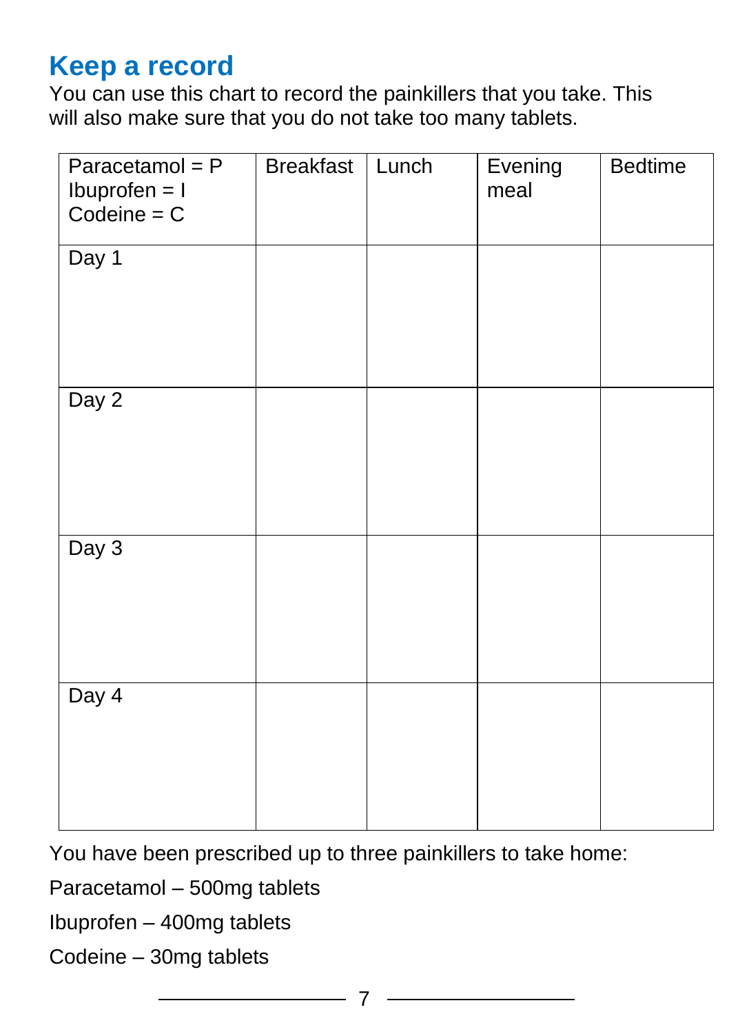## Keep a record

You can use this chart to record the painkillers that you take. This will also make sure that you do not take too many tablets.

| Paracetamol = P<br>Ibuprofen = I<br>Codeine = C | Breakfast | Lunch | Evening meal | Bedtime |
|---|---|---|---|---|
| Day 1 | | | | |
| Day 2 | | | | |
| Day 3 | | | | |
| Day 4 | | | | |

You have been prescribed up to three painkillers to take home:

Paracetamol – 500mg tablets

Ibuprofen – 400mg tablets

Codeine – 30mg tablets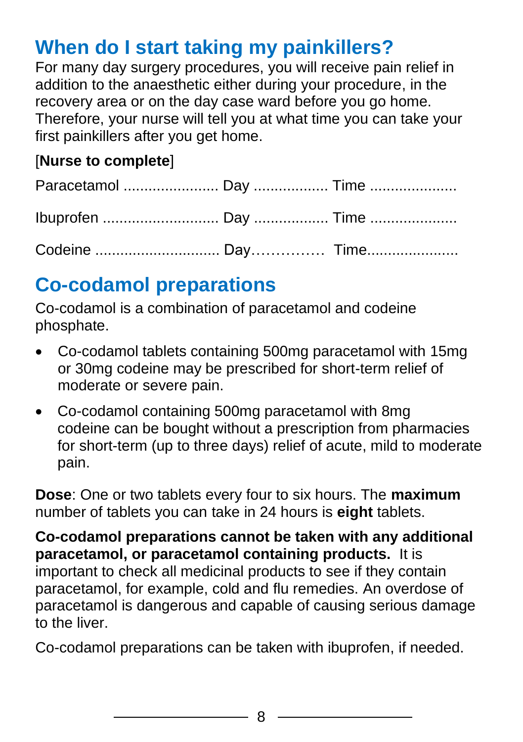## When do I start taking my painkillers?

For many day surgery procedures, you will receive pain relief in addition to the anaesthetic either during your procedure, in the recovery area or on the day case ward before you go home. Therefore, your nurse will tell you at what time you can take your first painkillers after you get home.

[**Nurse to complete**]

Paracetamol ....................... Day .................. Time .....................

Ibuprofen ............................ Day .................. Time .....................

Codeine .............................. Day…………… Time.....................

## Co-codamol preparations

Co-codamol is a combination of paracetamol and codeine phosphate.

- Co-codamol tablets containing 500mg paracetamol with 15mg or 30mg codeine may be prescribed for short-term relief of moderate or severe pain.
- Co-codamol containing 500mg paracetamol with 8mg codeine can be bought without a prescription from pharmacies for short-term (up to three days) relief of acute, mild to moderate pain.

**Dose**: One or two tablets every four to six hours. The **maximum** number of tablets you can take in 24 hours is **eight** tablets.

**Co-codamol preparations cannot be taken with any additional paracetamol, or paracetamol containing products.** It is important to check all medicinal products to see if they contain paracetamol, for example, cold and flu remedies. An overdose of paracetamol is dangerous and capable of causing serious damage to the liver.

Co-codamol preparations can be taken with ibuprofen, if needed.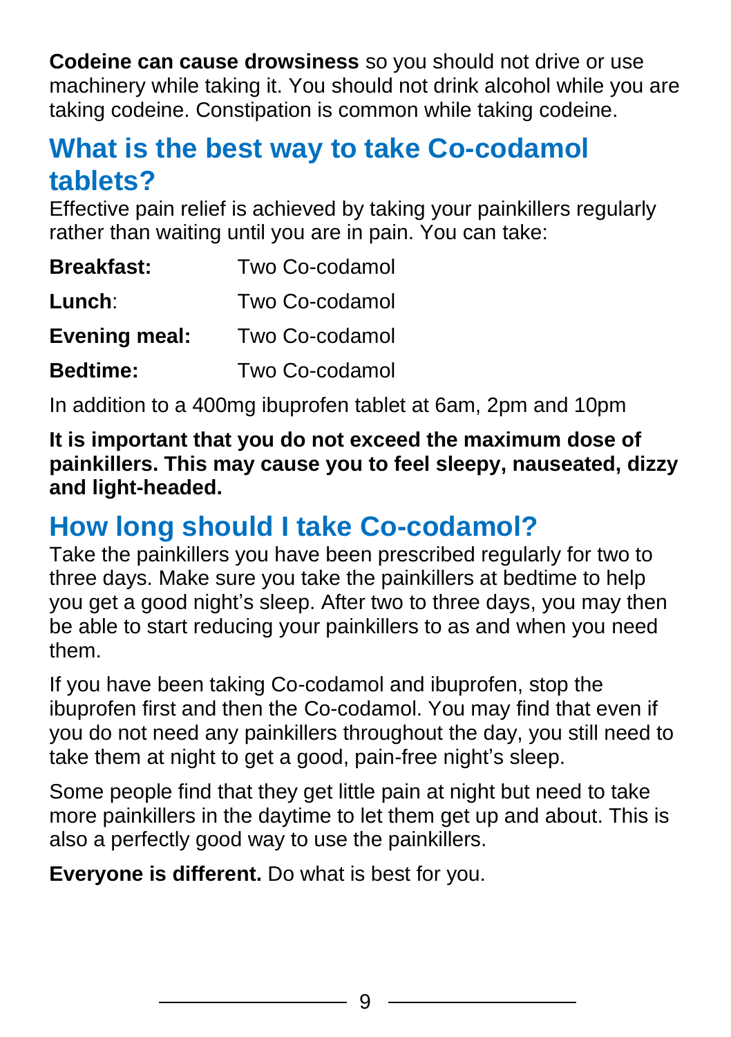**Codeine can cause drowsiness** so you should not drive or use machinery while taking it. You should not drink alcohol while you are taking codeine. Constipation is common while taking codeine.

## What is the best way to take Co-codamol tablets?

Effective pain relief is achieved by taking your painkillers regularly rather than waiting until you are in pain. You can take:

| | |
|---|---|
| **Breakfast:** | Two Co-codamol |
| **Lunch**: | Two Co-codamol |
| **Evening meal:** | Two Co-codamol |
| **Bedtime:** | Two Co-codamol |

In addition to a 400mg ibuprofen tablet at 6am, 2pm and 10pm

**It is important that you do not exceed the maximum dose of painkillers. This may cause you to feel sleepy, nauseated, dizzy and light-headed.**

## How long should I take Co-codamol?

Take the painkillers you have been prescribed regularly for two to three days. Make sure you take the painkillers at bedtime to help you get a good night's sleep. After two to three days, you may then be able to start reducing your painkillers to as and when you need them.

If you have been taking Co-codamol and ibuprofen, stop the ibuprofen first and then the Co-codamol. You may find that even if you do not need any painkillers throughout the day, you still need to take them at night to get a good, pain-free night's sleep.

Some people find that they get little pain at night but need to take more painkillers in the daytime to let them get up and about. This is also a perfectly good way to use the painkillers.

**Everyone is different.** Do what is best for you.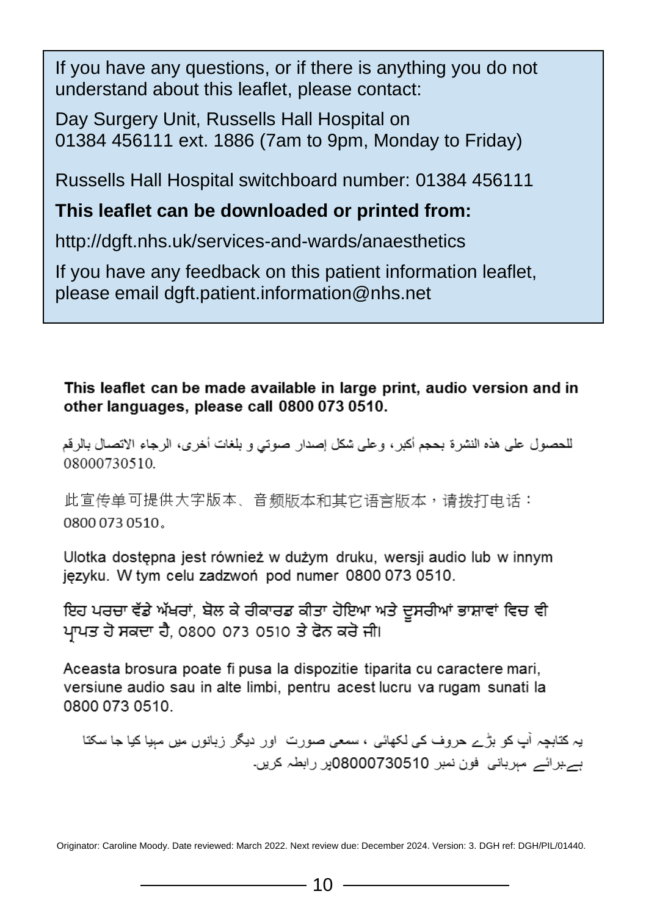If you have any questions, or if there is anything you do not understand about this leaflet, please contact:

Day Surgery Unit, Russells Hall Hospital on 01384 456111 ext. 1886 (7am to 9pm, Monday to Friday)

Russells Hall Hospital switchboard number: 01384 456111

**This leaflet can be downloaded or printed from:**

http://dgft.nhs.uk/services-and-wards/anaesthetics

If you have any feedback on this patient information leaflet, please email dgft.patient.information@nhs.net

**This leaflet can be made available in large print, audio version and in other languages, please call 0800 073 0510.**

للحصول على هذه النشرة بحجم أكبر، وعلى شكل إصدار صوتي و بلغات أخرى، الرجاء الاتصال بالرقم 08000730510.

此宣传单可提供大字版本、音频版本和其它语言版本，请拨打电话：0800 073 0510。

Ulotka dostępna jest również w dużym druku, wersji audio lub w innym języku. W tym celu zadzwoń pod numer 0800 073 0510.

ਇਹ ਪਰਚਾ ਵੱਡੇ ਅੱਖਰਾਂ, ਬੋਲ ਕੇ ਰੀਕਾਰਡ ਕੀਤਾ ਹੋਇਆ ਅਤੇ ਦੂਸਰੀਆਂ ਭਾਸ਼ਾਵਾਂ ਵਿਚ ਵੀ ਪ੍ਰਾਪਤ ਹੋ ਸਕਦਾ ਹੈ, 0800 073 0510 ਤੇ ਫੋਨ ਕਰੋ ਜੀ।

Aceasta brosura poate fi pusa la dispozitie tiparita cu caractere mari, versiune audio sau in alte limbi, pentru acest lucru va rugam sunati la 0800 073 0510.

یہ کتابچہ آپ کو بڑے حروف کی لکھائی ، سمعی صورت اور دیگر زبانوں میں مہیا کیا جا سکتا ہے۔برائے مہربانی فون نمبر 08000730510پر رابطہ کریں۔

Originator: Caroline Moody. Date reviewed: March 2022. Next review due: December 2024. Version: 3. DGH ref: DGH/PIL/01440.